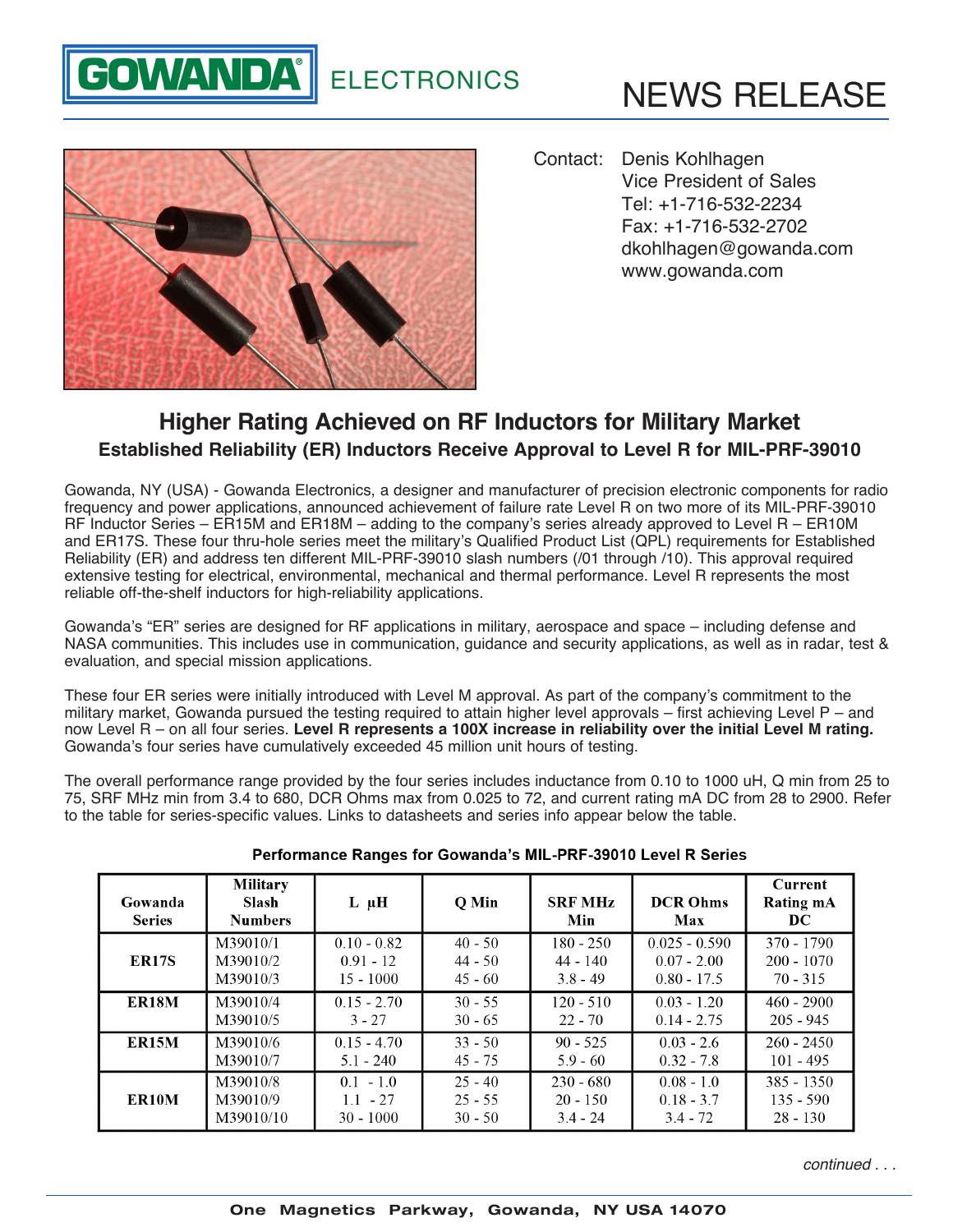GOWANDA ELECTRONICS

# NEWS RELEASE

Contact: Denis Kohlhagen
Vice President of Sales
Tel: +1-716-532-2234
Fax: +1-716-532-2702
dkohlhagen@gowanda.com
www.gowanda.com

## Higher Rating Achieved on RF Inductors for Military Market

### Established Reliability (ER) Inductors Receive Approval to Level R for MIL-PRF-39010

Gowanda, NY (USA) - Gowanda Electronics, a designer and manufacturer of precision electronic components for radio frequency and power applications, announced achievement of failure rate Level R on two more of its MIL-PRF-39010 RF Inductor Series – ER15M and ER18M – adding to the company's series already approved to Level R – ER10M and ER17S. These four thru-hole series meet the military's Qualified Product List (QPL) requirements for Established Reliability (ER) and address ten different MIL-PRF-39010 slash numbers (/01 through /10). This approval required extensive testing for electrical, environmental, mechanical and thermal performance. Level R represents the most reliable off-the-shelf inductors for high-reliability applications.

Gowanda's "ER" series are designed for RF applications in military, aerospace and space – including defense and NASA communities. This includes use in communication, guidance and security applications, as well as in radar, test & evaluation, and special mission applications.

These four ER series were initially introduced with Level M approval. As part of the company's commitment to the military market, Gowanda pursued the testing required to attain higher level approvals – first achieving Level P – and now Level R – on all four series. **Level R represents a 100X increase in reliability over the initial Level M rating.** Gowanda's four series have cumulatively exceeded 45 million unit hours of testing.

The overall performance range provided by the four series includes inductance from 0.10 to 1000 uH, Q min from 25 to 75, SRF MHz min from 3.4 to 680, DCR Ohms max from 0.025 to 72, and current rating mA DC from 28 to 2900. Refer to the table for series-specific values. Links to datasheets and series info appear below the table.

**Performance Ranges for Gowanda's MIL-PRF-39010 Level R Series**

| Gowanda Series | Military Slash Numbers | L µH | Q Min | SRF MHz Min | DCR Ohms Max | Current Rating mA DC |
|---|---|---|---|---|---|---|
| ER17S | M39010/1 | 0.10 - 0.82 | 40 - 50 | 180 - 250 | 0.025 - 0.590 | 370 - 1790 |
| | M39010/2 | 0.91 - 12 | 44 - 50 | 44 - 140 | 0.07 - 2.00 | 200 - 1070 |
| | M39010/3 | 15 - 1000 | 45 - 60 | 3.8 - 49 | 0.80 - 17.5 | 70 - 315 |
| ER18M | M39010/4 | 0.15 - 2.70 | 30 - 55 | 120 - 510 | 0.03 - 1.20 | 460 - 2900 |
| | M39010/5 | 3 - 27 | 30 - 65 | 22 - 70 | 0.14 - 2.75 | 205 - 945 |
| ER15M | M39010/6 | 0.15 - 4.70 | 33 - 50 | 90 - 525 | 0.03 - 2.6 | 260 - 2450 |
| | M39010/7 | 5.1 - 240 | 45 - 75 | 5.9 - 60 | 0.32 - 7.8 | 101 - 495 |
| ER10M | M39010/8 | 0.1 - 1.0 | 25 - 40 | 230 - 680 | 0.08 - 1.0 | 385 - 1350 |
| | M39010/9 | 1.1 - 27 | 25 - 55 | 20 - 150 | 0.18 - 3.7 | 135 - 590 |
| | M39010/10 | 30 - 1000 | 30 - 50 | 3.4 - 24 | 3.4 - 72 | 28 - 130 |

*continued . . .*

One Magnetics Parkway, Gowanda, NY USA 14070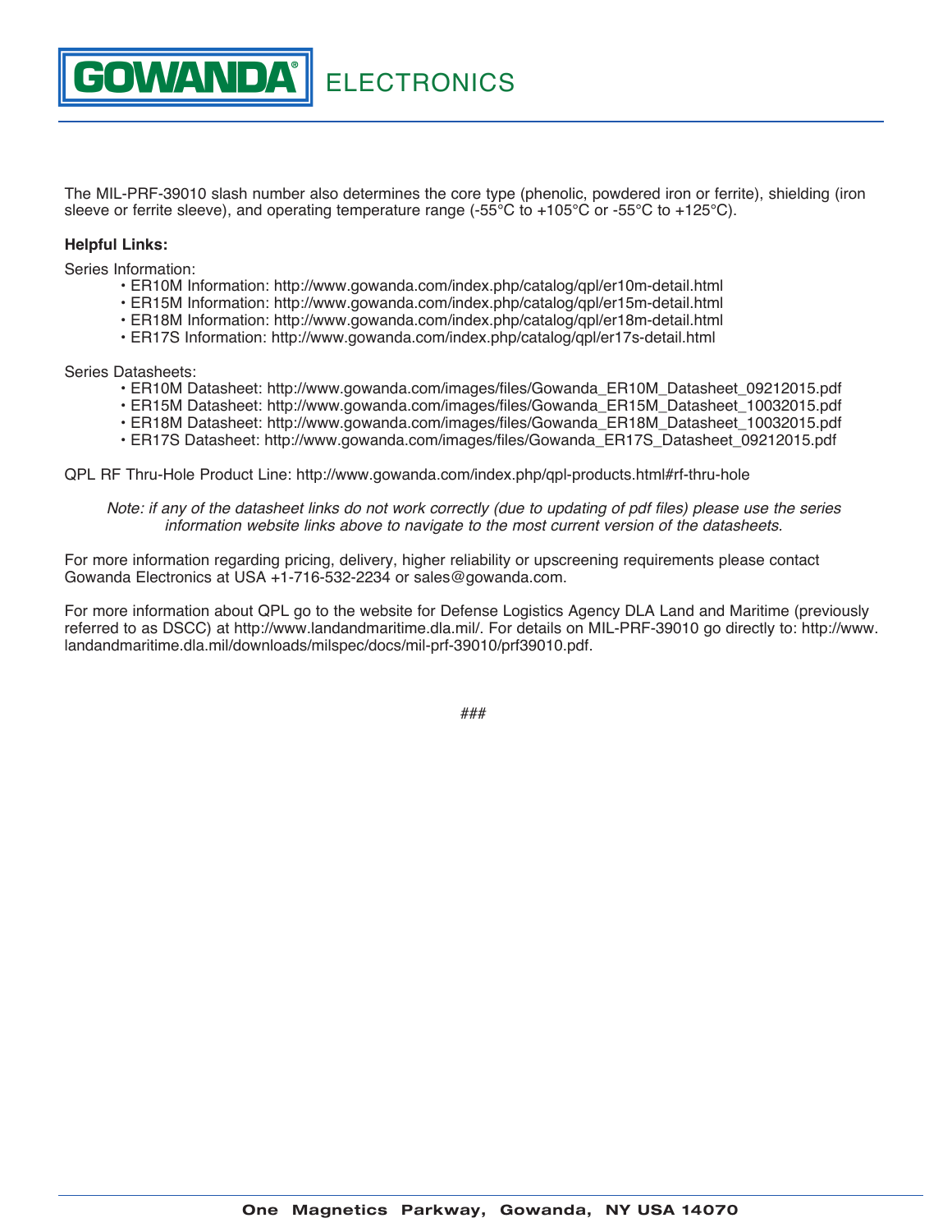The MIL-PRF-39010 slash number also determines the core type (phenolic, powdered iron or ferrite), shielding (iron sleeve or ferrite sleeve), and operating temperature range (-55°C to +105°C or -55°C to +125°C).

**Helpful Links:**

Series Information:

- ER10M Information: http://www.gowanda.com/index.php/catalog/qpl/er10m-detail.html
- ER15M Information: http://www.gowanda.com/index.php/catalog/qpl/er15m-detail.html
- ER18M Information: http://www.gowanda.com/index.php/catalog/qpl/er18m-detail.html
- ER17S Information: http://www.gowanda.com/index.php/catalog/qpl/er17s-detail.html

Series Datasheets:

- ER10M Datasheet: http://www.gowanda.com/images/files/Gowanda_ER10M_Datasheet_09212015.pdf
- ER15M Datasheet: http://www.gowanda.com/images/files/Gowanda_ER15M_Datasheet_10032015.pdf
- ER18M Datasheet: http://www.gowanda.com/images/files/Gowanda_ER18M_Datasheet_10032015.pdf
- ER17S Datasheet: http://www.gowanda.com/images/files/Gowanda_ER17S_Datasheet_09212015.pdf

QPL RF Thru-Hole Product Line: http://www.gowanda.com/index.php/qpl-products.html#rf-thru-hole

*Note: if any of the datasheet links do not work correctly (due to updating of pdf files) please use the series information website links above to navigate to the most current version of the datasheets.*

For more information regarding pricing, delivery, higher reliability or upscreening requirements please contact Gowanda Electronics at USA +1-716-532-2234 or sales@gowanda.com.

For more information about QPL go to the website for Defense Logistics Agency DLA Land and Maritime (previously referred to as DSCC) at http://www.landandmaritime.dla.mil/. For details on MIL-PRF-39010 go directly to: http://www.landandmaritime.dla.mil/downloads/milspec/docs/mil-prf-39010/prf39010.pdf.

*###*